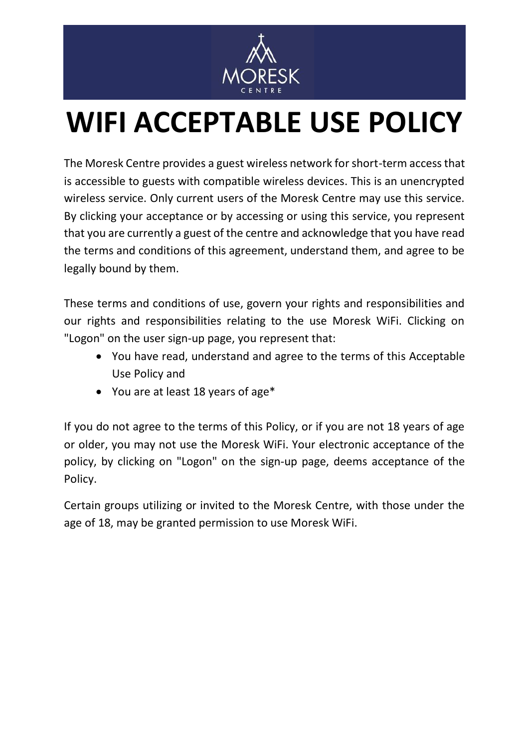# WIFI ACCEPTABLE USE POLICY

The Moresk Centre provides a guest wireless network for short-term access that is accessible to guests with compatible wireless devices. This is an unencrypted wireless service. Only current users of the Moresk Centre may use this service. By clicking your acceptance or by accessing or using this service, you represent that you are currently a guest of the centre and acknowledge that you have read the terms and conditions of this agreement, understand them, and agree to be legally bound by them.

These terms and conditions of use, govern your rights and responsibilities and our rights and responsibilities relating to the use Moresk WiFi. Clicking on "Logon" on the user sign-up page, you represent that:

- You have read, understand and agree to the terms of this Acceptable Use Policy and
- You are at least 18 years of age*

If you do not agree to the terms of this Policy, or if you are not 18 years of age or older, you may not use the Moresk WiFi. Your electronic acceptance of the policy, by clicking on "Logon" on the sign-up page, deems acceptance of the Policy.

Certain groups utilizing or invited to the Moresk Centre, with those under the age of 18, may be granted permission to use Moresk WiFi.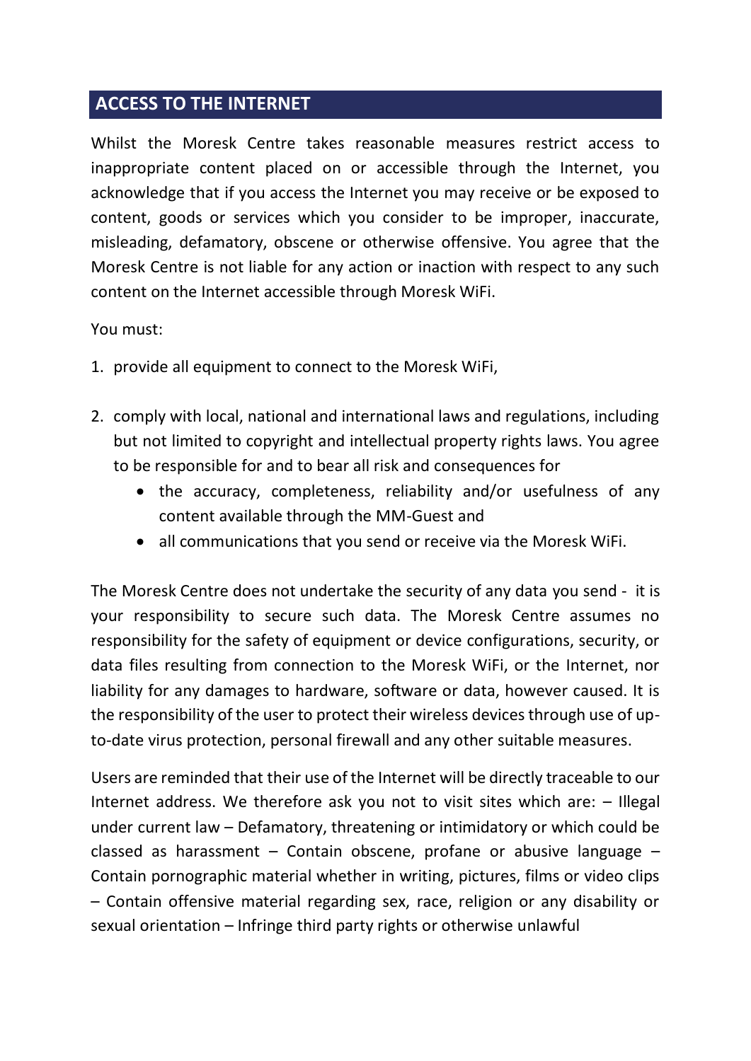## ACCESS TO THE INTERNET

Whilst the Moresk Centre takes reasonable measures restrict access to inappropriate content placed on or accessible through the Internet, you acknowledge that if you access the Internet you may receive or be exposed to content, goods or services which you consider to be improper, inaccurate, misleading, defamatory, obscene or otherwise offensive. You agree that the Moresk Centre is not liable for any action or inaction with respect to any such content on the Internet accessible through Moresk WiFi.

You must:

1. provide all equipment to connect to the Moresk WiFi,
2. comply with local, national and international laws and regulations, including but not limited to copyright and intellectual property rights laws. You agree to be responsible for and to bear all risk and consequences for
   - the accuracy, completeness, reliability and/or usefulness of any content available through the MM-Guest and
   - all communications that you send or receive via the Moresk WiFi.

The Moresk Centre does not undertake the security of any data you send - it is your responsibility to secure such data. The Moresk Centre assumes no responsibility for the safety of equipment or device configurations, security, or data files resulting from connection to the Moresk WiFi, or the Internet, nor liability for any damages to hardware, software or data, however caused. It is the responsibility of the user to protect their wireless devices through use of up-to-date virus protection, personal firewall and any other suitable measures.

Users are reminded that their use of the Internet will be directly traceable to our Internet address. We therefore ask you not to visit sites which are: – Illegal under current law – Defamatory, threatening or intimidatory or which could be classed as harassment – Contain obscene, profane or abusive language – Contain pornographic material whether in writing, pictures, films or video clips – Contain offensive material regarding sex, race, religion or any disability or sexual orientation – Infringe third party rights or otherwise unlawful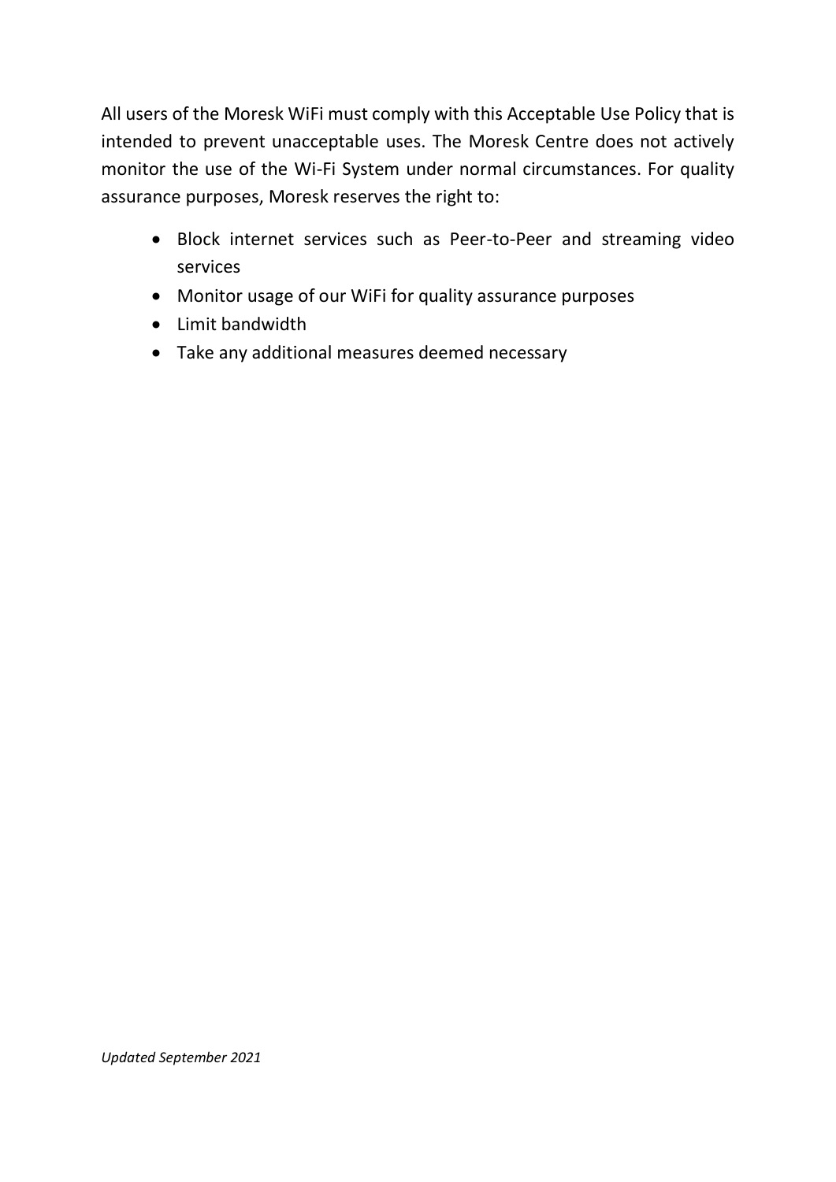All users of the Moresk WiFi must comply with this Acceptable Use Policy that is intended to prevent unacceptable uses. The Moresk Centre does not actively monitor the use of the Wi-Fi System under normal circumstances. For quality assurance purposes, Moresk reserves the right to:

- Block internet services such as Peer-to-Peer and streaming video services
- Monitor usage of our WiFi for quality assurance purposes
- Limit bandwidth
- Take any additional measures deemed necessary

*Updated September 2021*